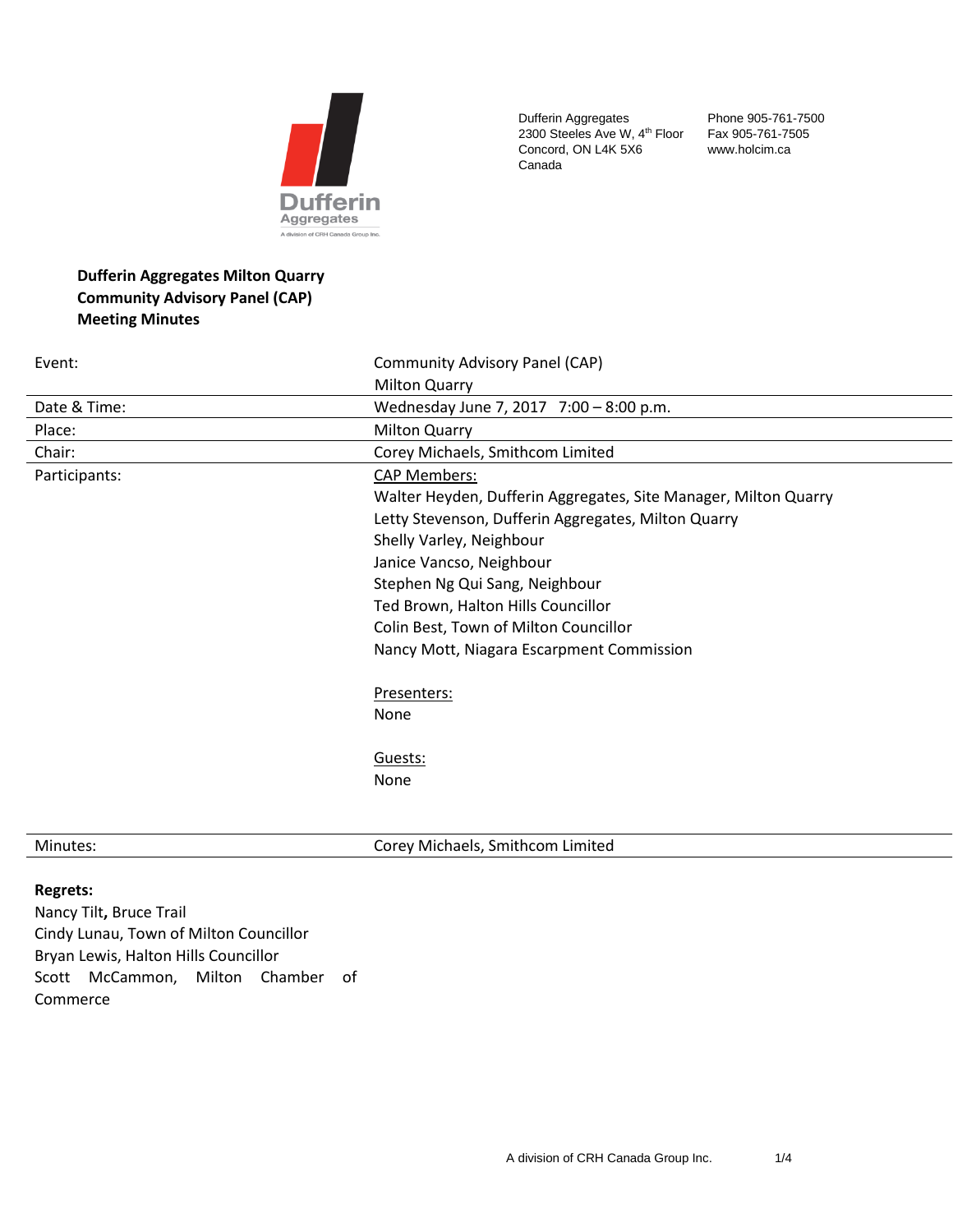Dufferin Aggregates
2300 Steeles Ave W, 4th Floor
Concord, ON L4K 5X6
Canada

Phone 905-761-7500
Fax 905-761-7505
www.holcim.ca

**Dufferin Aggregates Milton Quarry**
**Community Advisory Panel (CAP)**
**Meeting Minutes**

| | |
|---|---|
| Event: | Community Advisory Panel (CAP)<br>Milton Quarry |
| Date & Time: | Wednesday June 7, 2017 7:00 – 8:00 p.m. |
| Place: | Milton Quarry |
| Chair: | Corey Michaels, Smithcom Limited |
| Participants: | CAP Members:<br>Walter Heyden, Dufferin Aggregates, Site Manager, Milton Quarry<br>Letty Stevenson, Dufferin Aggregates, Milton Quarry<br>Shelly Varley, Neighbour<br>Janice Vancso, Neighbour<br>Stephen Ng Qui Sang, Neighbour<br>Ted Brown, Halton Hills Councillor<br>Colin Best, Town of Milton Councillor<br>Nancy Mott, Niagara Escarpment Commission<br><br>Presenters:<br>None<br><br>Guests:<br>None |
| Minutes: | Corey Michaels, Smithcom Limited |

**Regrets:**
Nancy Tilt**,** Bruce Trail
Cindy Lunau, Town of Milton Councillor
Bryan Lewis, Halton Hills Councillor
Scott McCammon, Milton Chamber of Commerce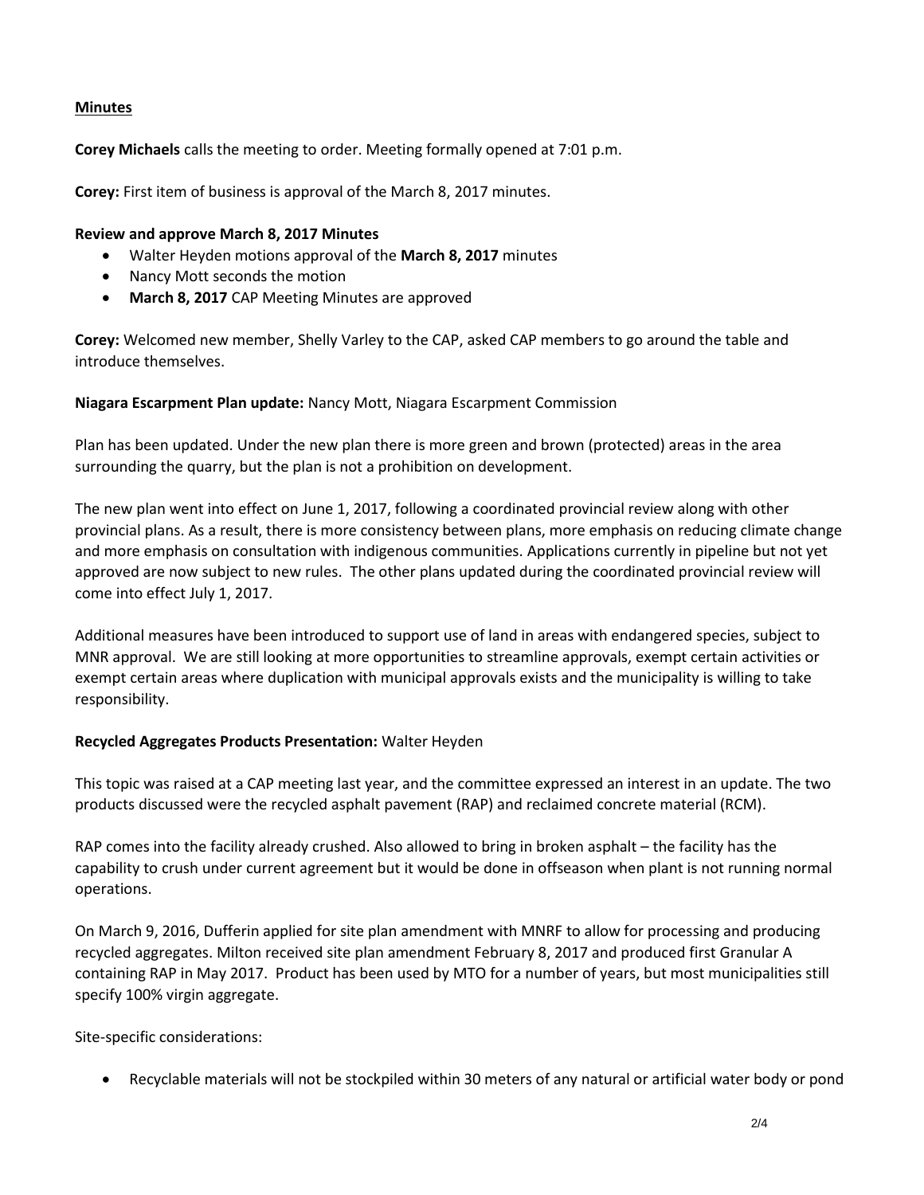**Minutes**

**Corey Michaels** calls the meeting to order. Meeting formally opened at 7:01 p.m.

**Corey:** First item of business is approval of the March 8, 2017 minutes.

**Review and approve March 8, 2017 Minutes**

- Walter Heyden motions approval of the **March 8, 2017** minutes
- Nancy Mott seconds the motion
- **March 8, 2017** CAP Meeting Minutes are approved

**Corey:** Welcomed new member, Shelly Varley to the CAP, asked CAP members to go around the table and introduce themselves.

**Niagara Escarpment Plan update:** Nancy Mott, Niagara Escarpment Commission

Plan has been updated. Under the new plan there is more green and brown (protected) areas in the area surrounding the quarry, but the plan is not a prohibition on development.

The new plan went into effect on June 1, 2017, following a coordinated provincial review along with other provincial plans. As a result, there is more consistency between plans, more emphasis on reducing climate change and more emphasis on consultation with indigenous communities. Applications currently in pipeline but not yet approved are now subject to new rules. The other plans updated during the coordinated provincial review will come into effect July 1, 2017.

Additional measures have been introduced to support use of land in areas with endangered species, subject to MNR approval. We are still looking at more opportunities to streamline approvals, exempt certain activities or exempt certain areas where duplication with municipal approvals exists and the municipality is willing to take responsibility.

**Recycled Aggregates Products Presentation:** Walter Heyden

This topic was raised at a CAP meeting last year, and the committee expressed an interest in an update. The two products discussed were the recycled asphalt pavement (RAP) and reclaimed concrete material (RCM).

RAP comes into the facility already crushed. Also allowed to bring in broken asphalt – the facility has the capability to crush under current agreement but it would be done in offseason when plant is not running normal operations.

On March 9, 2016, Dufferin applied for site plan amendment with MNRF to allow for processing and producing recycled aggregates. Milton received site plan amendment February 8, 2017 and produced first Granular A containing RAP in May 2017. Product has been used by MTO for a number of years, but most municipalities still specify 100% virgin aggregate.

Site-specific considerations:

- Recyclable materials will not be stockpiled within 30 meters of any natural or artificial water body or pond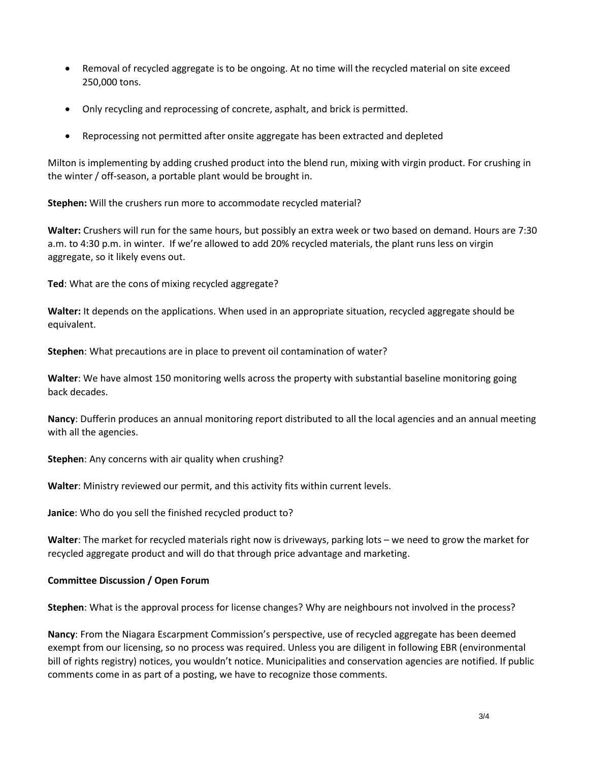- Removal of recycled aggregate is to be ongoing. At no time will the recycled material on site exceed 250,000 tons.
- Only recycling and reprocessing of concrete, asphalt, and brick is permitted.
- Reprocessing not permitted after onsite aggregate has been extracted and depleted

Milton is implementing by adding crushed product into the blend run, mixing with virgin product. For crushing in the winter / off-season, a portable plant would be brought in.

**Stephen:** Will the crushers run more to accommodate recycled material?

**Walter:** Crushers will run for the same hours, but possibly an extra week or two based on demand. Hours are 7:30 a.m. to 4:30 p.m. in winter. If we're allowed to add 20% recycled materials, the plant runs less on virgin aggregate, so it likely evens out.

**Ted**: What are the cons of mixing recycled aggregate?

**Walter:** It depends on the applications. When used in an appropriate situation, recycled aggregate should be equivalent.

**Stephen**: What precautions are in place to prevent oil contamination of water?

**Walter**: We have almost 150 monitoring wells across the property with substantial baseline monitoring going back decades.

**Nancy**: Dufferin produces an annual monitoring report distributed to all the local agencies and an annual meeting with all the agencies.

**Stephen**: Any concerns with air quality when crushing?

**Walter**: Ministry reviewed our permit, and this activity fits within current levels.

**Janice**: Who do you sell the finished recycled product to?

**Walter**: The market for recycled materials right now is driveways, parking lots – we need to grow the market for recycled aggregate product and will do that through price advantage and marketing.

**Committee Discussion / Open Forum**

**Stephen**: What is the approval process for license changes? Why are neighbours not involved in the process?

**Nancy**: From the Niagara Escarpment Commission's perspective, use of recycled aggregate has been deemed exempt from our licensing, so no process was required. Unless you are diligent in following EBR (environmental bill of rights registry) notices, you wouldn't notice. Municipalities and conservation agencies are notified. If public comments come in as part of a posting, we have to recognize those comments.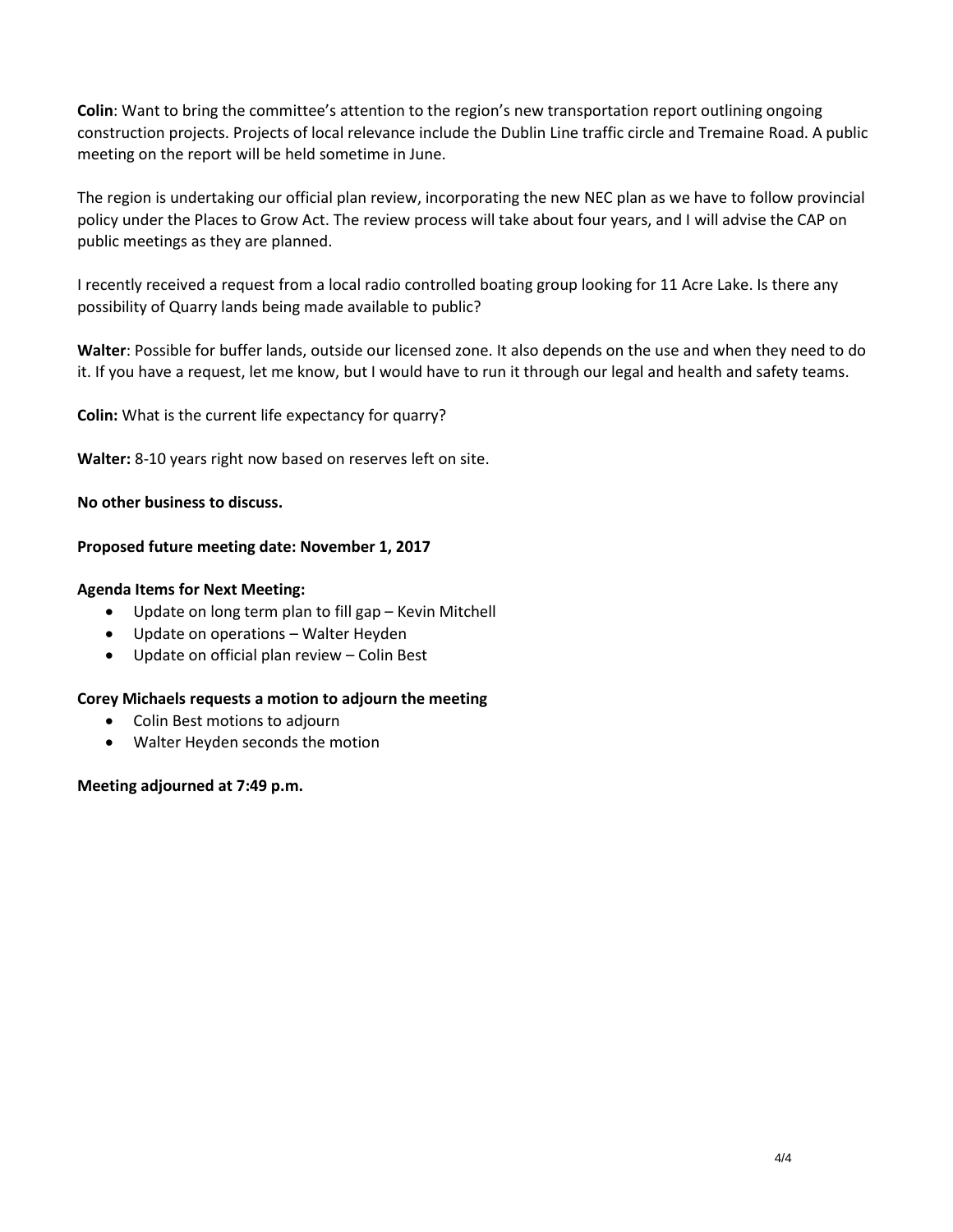**Colin**: Want to bring the committee's attention to the region's new transportation report outlining ongoing construction projects. Projects of local relevance include the Dublin Line traffic circle and Tremaine Road. A public meeting on the report will be held sometime in June.

The region is undertaking our official plan review, incorporating the new NEC plan as we have to follow provincial policy under the Places to Grow Act. The review process will take about four years, and I will advise the CAP on public meetings as they are planned.

I recently received a request from a local radio controlled boating group looking for 11 Acre Lake. Is there any possibility of Quarry lands being made available to public?

**Walter**: Possible for buffer lands, outside our licensed zone. It also depends on the use and when they need to do it. If you have a request, let me know, but I would have to run it through our legal and health and safety teams.

**Colin:** What is the current life expectancy for quarry?

**Walter:** 8-10 years right now based on reserves left on site.

**No other business to discuss.**

**Proposed future meeting date: November 1, 2017**

**Agenda Items for Next Meeting:**

- Update on long term plan to fill gap – Kevin Mitchell
- Update on operations – Walter Heyden
- Update on official plan review – Colin Best

**Corey Michaels requests a motion to adjourn the meeting**

- Colin Best motions to adjourn
- Walter Heyden seconds the motion

**Meeting adjourned at 7:49 p.m.**